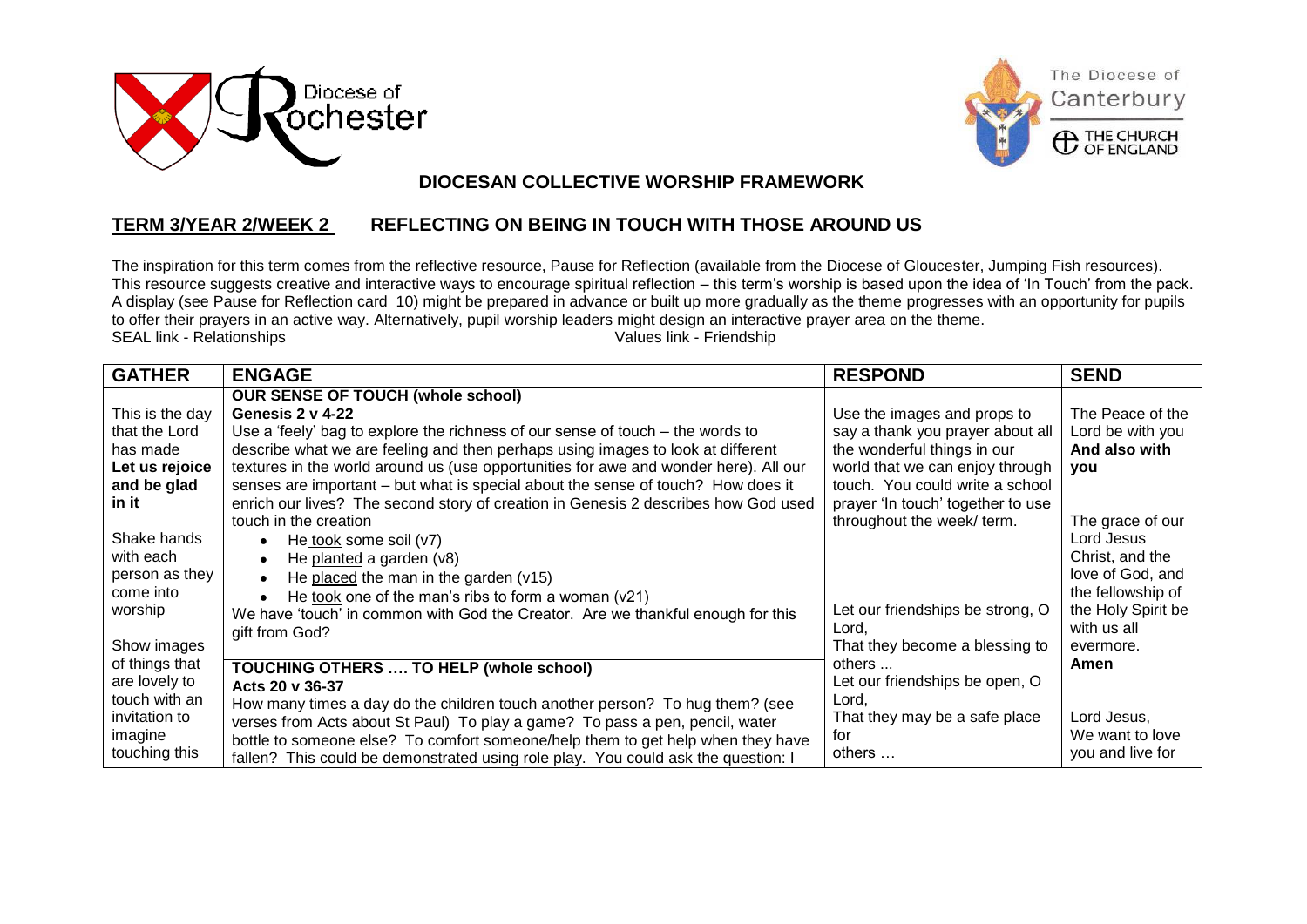## DIOCESAN COLLECTIVE WORSHIP FRAMEWORK

### TERM 3/YEAR 2/WEEK 2 REFLECTING ON BEING IN TOUCH WITH THOSE AROUND US

The inspiration for this term comes from the reflective resource, Pause for Reflection (available from the Diocese of Gloucester, Jumping Fish resources). This resource suggests creative and interactive ways to encourage spiritual reflection – this term's worship is based upon the idea of 'In Touch' from the pack. A display (see Pause for Reflection card 10) might be prepared in advance or built up more gradually as the theme progresses with an opportunity for pupils to offer their prayers in an active way. Alternatively, pupil worship leaders might design an interactive prayer area on the theme.

SEAL link - Relationships Values link - Friendship

| GATHER | ENGAGE | RESPOND | SEND |
|---|---|---|---|
| This is the day that the Lord has made<br>**Let us rejoice and be glad in it**<br><br>Shake hands with each person as they come into worship<br><br>Show images of things that are lovely to touch with an invitation to imagine touching this | **OUR SENSE OF TOUCH (whole school)**<br>**Genesis 2 v 4-22**<br>Use a 'feely' bag to explore the richness of our sense of touch – the words to describe what we are feeling and then perhaps using images to look at different textures in the world around us (use opportunities for awe and wonder here). All our senses are important – but what is special about the sense of touch? How does it enrich our lives? The second story of creation in Genesis 2 describes how God used touch in the creation<br>• He took some soil (v7)<br>• He planted a garden (v8)<br>• He placed the man in the garden (v15)<br>• He took one of the man's ribs to form a woman (v21)<br>We have 'touch' in common with God the Creator. Are we thankful enough for this gift from God?<br><br>**TOUCHING OTHERS …. TO HELP (whole school)**<br>**Acts 20 v 36-37**<br>How many times a day do the children touch another person? To hug them? (see verses from Acts about St Paul) To play a game? To pass a pen, pencil, water bottle to someone else? To comfort someone/help them to get help when they have fallen? This could be demonstrated using role play. You could ask the question: I | Use the images and props to say a thank you prayer about all the wonderful things in our world that we can enjoy through touch. You could write a school prayer 'In touch' together to use throughout the week/ term.<br><br>Let our friendships be strong, O Lord,<br>That they become a blessing to others ...<br>Let our friendships be open, O Lord,<br>That they may be a safe place for others … | The Peace of the Lord be with you<br>**And also with you**<br><br>The grace of our Lord Jesus Christ, and the love of God, and the fellowship of the Holy Spirit be with us all evermore.<br>**Amen**<br><br>Lord Jesus,<br>We want to love you and live for |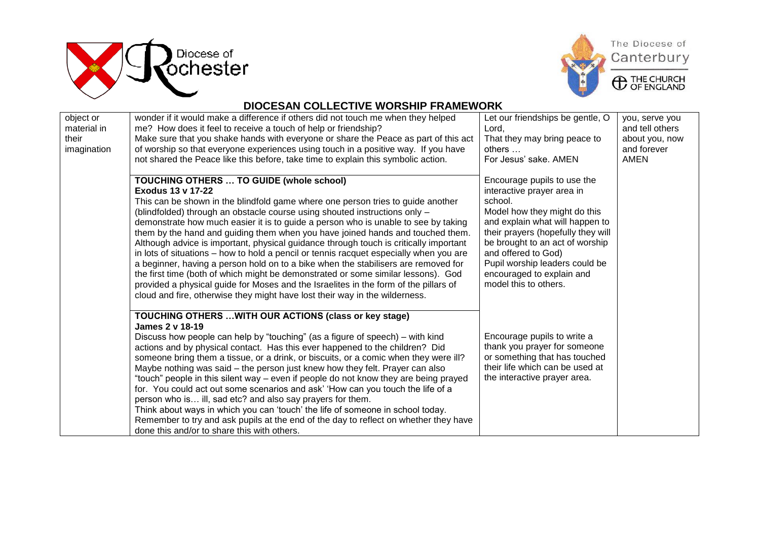## DIOCESAN COLLECTIVE WORSHIP FRAMEWORK

| | | | |
|---|---|---|---|
| object or material in their imagination | wonder if it would make a difference if others did not touch me when they helped me? How does it feel to receive a touch of help or friendship?<br>Make sure that you shake hands with everyone or share the Peace as part of this act of worship so that everyone experiences using touch in a positive way. If you have not shared the Peace like this before, take time to explain this symbolic action.<br><br>**TOUCHING OTHERS … TO GUIDE (whole school)**<br>**Exodus 13 v 17-22**<br>This can be shown in the blindfold game where one person tries to guide another (blindfolded) through an obstacle course using shouted instructions only – demonstrate how much easier it is to guide a person who is unable to see by taking them by the hand and guiding them when you have joined hands and touched them. Although advice is important, physical guidance through touch is critically important in lots of situations – how to hold a pencil or tennis racquet especially when you are a beginner, having a person hold on to a bike when the stabilisers are removed for the first time (both of which might be demonstrated or some similar lessons). God provided a physical guide for Moses and the Israelites in the form of the pillars of cloud and fire, otherwise they might have lost their way in the wilderness.<br><br>**TOUCHING OTHERS …WITH OUR ACTIONS (class or key stage)**<br>**James 2 v 18-19**<br>Discuss how people can help by "touching" (as a figure of speech) – with kind actions and by physical contact. Has this ever happened to the children? Did someone bring them a tissue, or a drink, or biscuits, or a comic when they were ill? Maybe nothing was said – the person just knew how they felt. Prayer can also "touch" people in this silent way – even if people do not know they are being prayed for. You could act out some scenarios and ask' 'How can you touch the life of a person who is… ill, sad etc? and also say prayers for them.<br>Think about ways in which you can 'touch' the life of someone in school today.<br>Remember to try and ask pupils at the end of the day to reflect on whether they have done this and/or to share this with others. | Let our friendships be gentle, O Lord,<br>That they may bring peace to others …<br>For Jesus' sake. AMEN<br><br>Encourage pupils to use the interactive prayer area in school.<br>Model how they might do this and explain what will happen to their prayers (hopefully they will be brought to an act of worship and offered to God)<br>Pupil worship leaders could be encouraged to explain and model this to others.<br><br>Encourage pupils to write a thank you prayer for someone or something that has touched their life which can be used at the interactive prayer area. | you, serve you and tell others about you, now and forever AMEN |